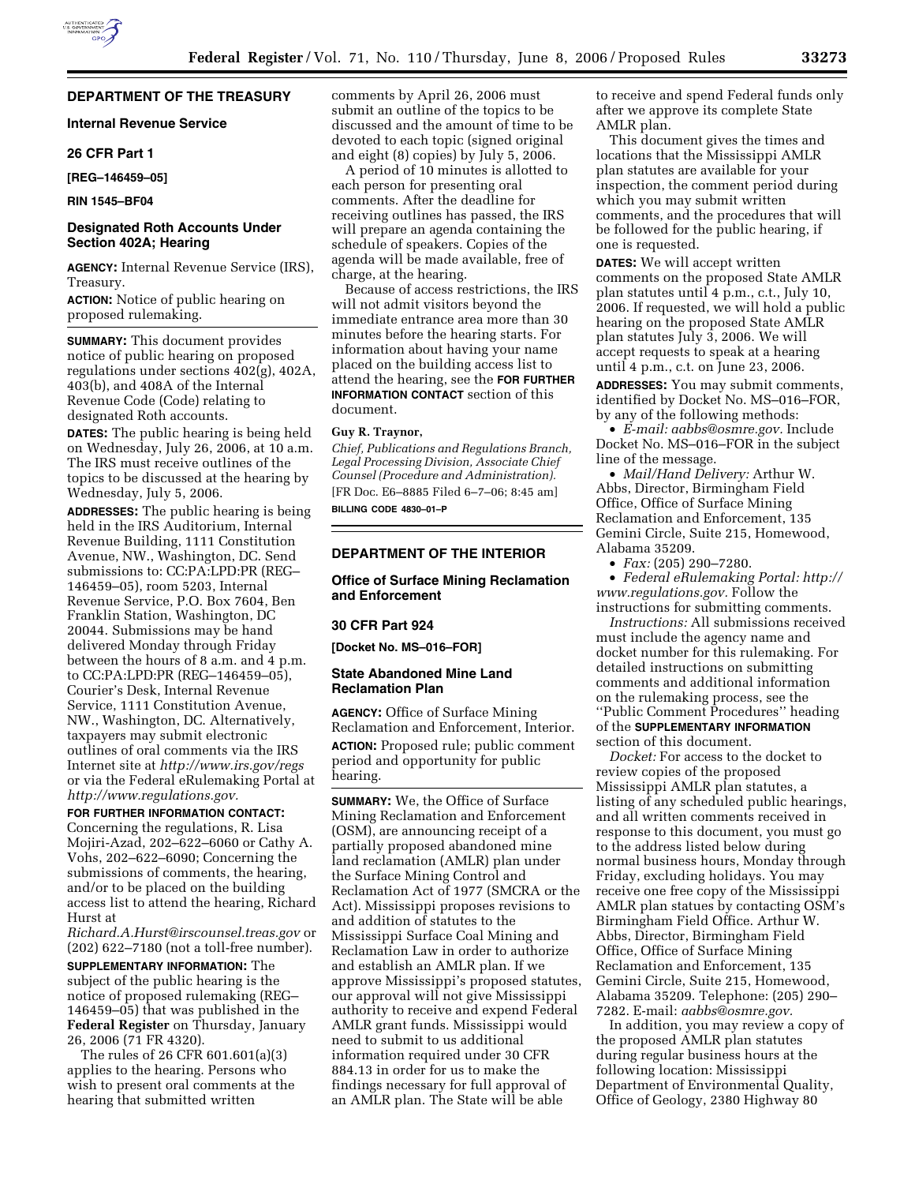## DEPARTMENT OF THE TREASURY

### Internal Revenue Service

### 26 CFR Part 1

**[REG–146459–05]**

**RIN 1545–BF04**

### Designated Roth Accounts Under Section 402A; Hearing

**AGENCY:** Internal Revenue Service (IRS), Treasury.

**ACTION:** Notice of public hearing on proposed rulemaking.

**SUMMARY:** This document provides notice of public hearing on proposed regulations under sections 402(g), 402A, 403(b), and 408A of the Internal Revenue Code (Code) relating to designated Roth accounts.

**DATES:** The public hearing is being held on Wednesday, July 26, 2006, at 10 a.m. The IRS must receive outlines of the topics to be discussed at the hearing by Wednesday, July 5, 2006.

**ADDRESSES:** The public hearing is being held in the IRS Auditorium, Internal Revenue Building, 1111 Constitution Avenue, NW., Washington, DC. Send submissions to: CC:PA:LPD:PR (REG–146459–05), room 5203, Internal Revenue Service, P.O. Box 7604, Ben Franklin Station, Washington, DC 20044. Submissions may be hand delivered Monday through Friday between the hours of 8 a.m. and 4 p.m. to CC:PA:LPD:PR (REG–146459–05), Courier's Desk, Internal Revenue Service, 1111 Constitution Avenue, NW., Washington, DC. Alternatively, taxpayers may submit electronic outlines of oral comments via the IRS Internet site at *http://www.irs.gov/regs* or via the Federal eRulemaking Portal at *http://www.regulations.gov.*

**FOR FURTHER INFORMATION CONTACT:** Concerning the regulations, R. Lisa Mojiri-Azad, 202–622–6060 or Cathy A. Vohs, 202–622–6090; Concerning the submissions of comments, the hearing, and/or to be placed on the building access list to attend the hearing, Richard Hurst at *Richard.A.Hurst@irscounsel.treas.gov* or (202) 622–7180 (not a toll-free number).

**SUPPLEMENTARY INFORMATION:** The subject of the public hearing is the notice of proposed rulemaking (REG–146459–05) that was published in the **Federal Register** on Thursday, January 26, 2006 (71 FR 4320).

The rules of 26 CFR 601.601(a)(3) applies to the hearing. Persons who wish to present oral comments at the hearing that submitted written comments by April 26, 2006 must submit an outline of the topics to be discussed and the amount of time to be devoted to each topic (signed original and eight (8) copies) by July 5, 2006.

A period of 10 minutes is allotted to each person for presenting oral comments. After the deadline for receiving outlines has passed, the IRS will prepare an agenda containing the schedule of speakers. Copies of the agenda will be made available, free of charge, at the hearing.

Because of access restrictions, the IRS will not admit visitors beyond the immediate entrance area more than 30 minutes before the hearing starts. For information about having your name placed on the building access list to attend the hearing, see the **FOR FURTHER INFORMATION CONTACT** section of this document.

**Guy R. Traynor,**

*Chief, Publications and Regulations Branch, Legal Processing Division, Associate Chief Counsel (Procedure and Administration).*

[FR Doc. E6–8885 Filed 6–7–06; 8:45 am]

**BILLING CODE 4830–01–P**

## DEPARTMENT OF THE INTERIOR

### Office of Surface Mining Reclamation and Enforcement

### 30 CFR Part 924

**[Docket No. MS–016–FOR]**

### State Abandoned Mine Land Reclamation Plan

**AGENCY:** Office of Surface Mining Reclamation and Enforcement, Interior.

**ACTION:** Proposed rule; public comment period and opportunity for public hearing.

**SUMMARY:** We, the Office of Surface Mining Reclamation and Enforcement (OSM), are announcing receipt of a partially proposed abandoned mine land reclamation (AMLR) plan under the Surface Mining Control and Reclamation Act of 1977 (SMCRA or the Act). Mississippi proposes revisions to and addition of statutes to the Mississippi Surface Coal Mining and Reclamation Law in order to authorize and establish an AMLR plan. If we approve Mississippi's proposed statutes, our approval will not give Mississippi authority to receive and expend Federal AMLR grant funds. Mississippi would need to submit to us additional information required under 30 CFR 884.13 in order for us to make the findings necessary for full approval of an AMLR plan. The State will be able to receive and spend Federal funds only after we approve its complete State AMLR plan.

This document gives the times and locations that the Mississippi AMLR plan statutes are available for your inspection, the comment period during which you may submit written comments, and the procedures that will be followed for the public hearing, if one is requested.

**DATES:** We will accept written comments on the proposed State AMLR plan statutes until 4 p.m., c.t., July 10, 2006. If requested, we will hold a public hearing on the proposed State AMLR plan statutes July 3, 2006. We will accept requests to speak at a hearing until 4 p.m., c.t. on June 23, 2006.

**ADDRESSES:** You may submit comments, identified by Docket No. MS–016–FOR, by any of the following methods:

- *E-mail: aabbs@osmre.gov.* Include Docket No. MS–016–FOR in the subject line of the message.
- *Mail/Hand Delivery:* Arthur W. Abbs, Director, Birmingham Field Office, Office of Surface Mining Reclamation and Enforcement, 135 Gemini Circle, Suite 215, Homewood, Alabama 35209.
- *Fax:* (205) 290–7280.
- *Federal eRulemaking Portal: http://www.regulations.gov.* Follow the instructions for submitting comments.

*Instructions:* All submissions received must include the agency name and docket number for this rulemaking. For detailed instructions on submitting comments and additional information on the rulemaking process, see the ''Public Comment Procedures'' heading of the **SUPPLEMENTARY INFORMATION** section of this document.

*Docket:* For access to the docket to review copies of the proposed Mississippi AMLR plan statutes, a listing of any scheduled public hearings, and all written comments received in response to this document, you must go to the address listed below during normal business hours, Monday through Friday, excluding holidays. You may receive one free copy of the Mississippi AMLR plan statues by contacting OSM's Birmingham Field Office. Arthur W. Abbs, Director, Birmingham Field Office, Office of Surface Mining Reclamation and Enforcement, 135 Gemini Circle, Suite 215, Homewood, Alabama 35209. Telephone: (205) 290–7282. E-mail: *aabbs@osmre.gov.*

In addition, you may review a copy of the proposed AMLR plan statutes during regular business hours at the following location: Mississippi Department of Environmental Quality, Office of Geology, 2380 Highway 80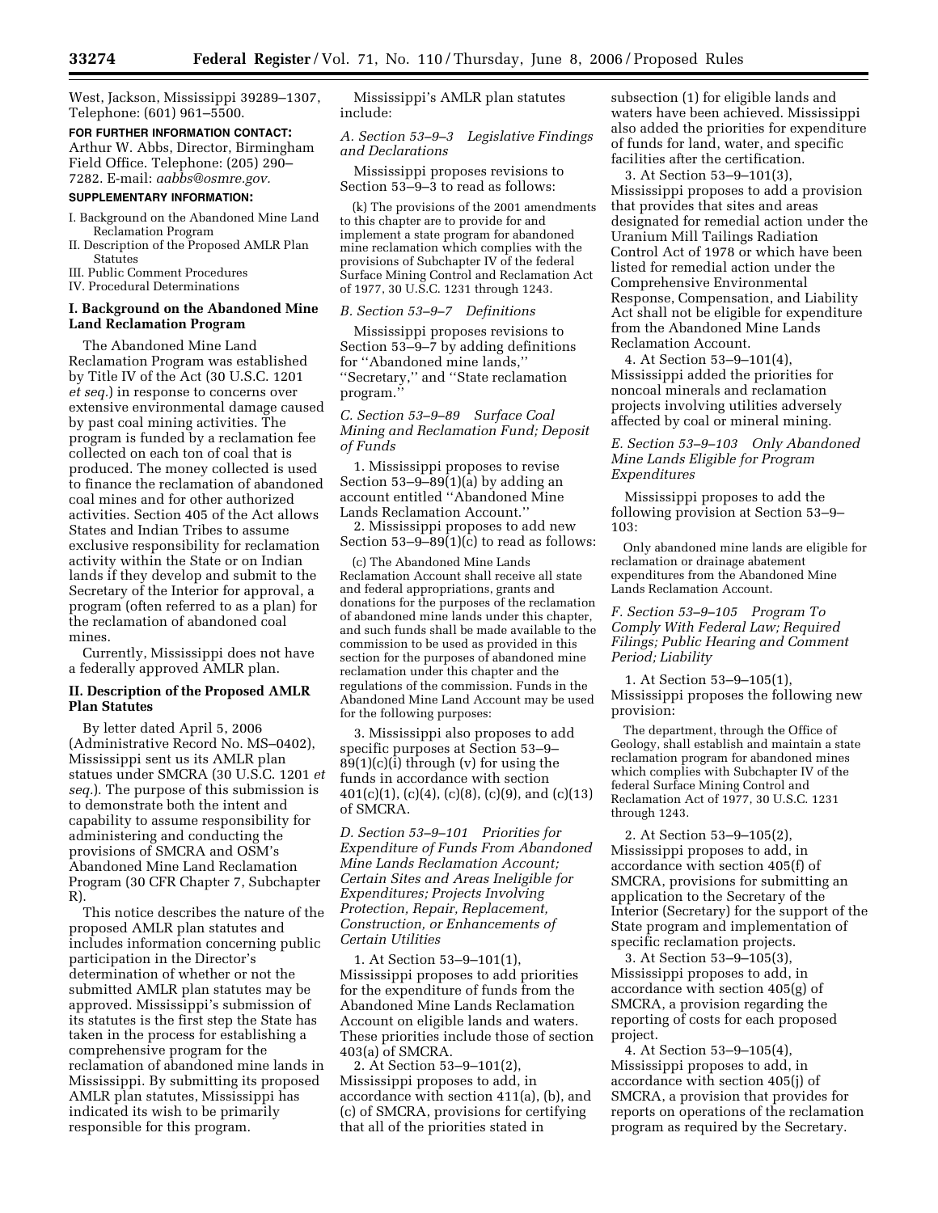West, Jackson, Mississippi 39289–1307, Telephone: (601) 961–5500.

**FOR FURTHER INFORMATION CONTACT:** Arthur W. Abbs, Director, Birmingham Field Office. Telephone: (205) 290–7282. E-mail: *aabbs@osmre.gov.*

**SUPPLEMENTARY INFORMATION:**

I. Background on the Abandoned Mine Land Reclamation Program
II. Description of the Proposed AMLR Plan Statutes
III. Public Comment Procedures
IV. Procedural Determinations

## I. Background on the Abandoned Mine Land Reclamation Program

The Abandoned Mine Land Reclamation Program was established by Title IV of the Act (30 U.S.C. 1201 *et seq.*) in response to concerns over extensive environmental damage caused by past coal mining activities. The program is funded by a reclamation fee collected on each ton of coal that is produced. The money collected is used to finance the reclamation of abandoned coal mines and for other authorized activities. Section 405 of the Act allows States and Indian Tribes to assume exclusive responsibility for reclamation activity within the State or on Indian lands if they develop and submit to the Secretary of the Interior for approval, a program (often referred to as a plan) for the reclamation of abandoned coal mines.

Currently, Mississippi does not have a federally approved AMLR plan.

## II. Description of the Proposed AMLR Plan Statutes

By letter dated April 5, 2006 (Administrative Record No. MS–0402), Mississippi sent us its AMLR plan statues under SMCRA (30 U.S.C. 1201 *et seq.*). The purpose of this submission is to demonstrate both the intent and capability to assume responsibility for administering and conducting the provisions of SMCRA and OSM's Abandoned Mine Land Reclamation Program (30 CFR Chapter 7, Subchapter R).

This notice describes the nature of the proposed AMLR plan statutes and includes information concerning public participation in the Director's determination of whether or not the submitted AMLR plan statutes may be approved. Mississippi's submission of its statutes is the first step the State has taken in the process for establishing a comprehensive program for the reclamation of abandoned mine lands in Mississippi. By submitting its proposed AMLR plan statutes, Mississippi has indicated its wish to be primarily responsible for this program.

Mississippi's AMLR plan statutes include:

### *A. Section 53–9–3 Legislative Findings and Declarations*

Mississippi proposes revisions to Section 53–9–3 to read as follows:

> (k) The provisions of the 2001 amendments to this chapter are to provide for and implement a state program for abandoned mine reclamation which complies with the provisions of Subchapter IV of the federal Surface Mining Control and Reclamation Act of 1977, 30 U.S.C. 1231 through 1243.

### *B. Section 53–9–7 Definitions*

Mississippi proposes revisions to Section 53–9–7 by adding definitions for "Abandoned mine lands," "Secretary," and "State reclamation program."

### *C. Section 53–9–89 Surface Coal Mining and Reclamation Fund; Deposit of Funds*

1. Mississippi proposes to revise Section 53–9–89(1)(a) by adding an account entitled "Abandoned Mine Lands Reclamation Account."

2. Mississippi proposes to add new Section 53–9–89(1)(c) to read as follows:

> (c) The Abandoned Mine Lands Reclamation Account shall receive all state and federal appropriations, grants and donations for the purposes of the reclamation of abandoned mine lands under this chapter, and such funds shall be made available to the commission to be used as provided in this section for the purposes of abandoned mine reclamation under this chapter and the regulations of the commission. Funds in the Abandoned Mine Land Account may be used for the following purposes:

3. Mississippi also proposes to add specific purposes at Section 53–9–89(1)(c)(i) through (v) for using the funds in accordance with section 401(c)(1), (c)(4), (c)(8), (c)(9), and (c)(13) of SMCRA.

### *D. Section 53–9–101 Priorities for Expenditure of Funds From Abandoned Mine Lands Reclamation Account; Certain Sites and Areas Ineligible for Expenditures; Projects Involving Protection, Repair, Replacement, Construction, or Enhancements of Certain Utilities*

1. At Section 53–9–101(1), Mississippi proposes to add priorities for the expenditure of funds from the Abandoned Mine Lands Reclamation Account on eligible lands and waters. These priorities include those of section 403(a) of SMCRA.

2. At Section 53–9–101(2), Mississippi proposes to add, in accordance with section 411(a), (b), and (c) of SMCRA, provisions for certifying that all of the priorities stated in subsection (1) for eligible lands and waters have been achieved. Mississippi also added the priorities for expenditure of funds for land, water, and specific facilities after the certification.

3. At Section 53–9–101(3), Mississippi proposes to add a provision that provides that sites and areas designated for remedial action under the Uranium Mill Tailings Radiation Control Act of 1978 or which have been listed for remedial action under the Comprehensive Environmental Response, Compensation, and Liability Act shall not be eligible for expenditure from the Abandoned Mine Lands Reclamation Account.

4. At Section 53–9–101(4), Mississippi added the priorities for noncoal minerals and reclamation projects involving utilities adversely affected by coal or mineral mining.

### *E. Section 53–9–103 Only Abandoned Mine Lands Eligible for Program Expenditures*

Mississippi proposes to add the following provision at Section 53–9–103:

> Only abandoned mine lands are eligible for reclamation or drainage abatement expenditures from the Abandoned Mine Lands Reclamation Account.

### *F. Section 53–9–105 Program To Comply With Federal Law; Required Filings; Public Hearing and Comment Period; Liability*

1. At Section 53–9–105(1), Mississippi proposes the following new provision:

> The department, through the Office of Geology, shall establish and maintain a state reclamation program for abandoned mines which complies with Subchapter IV of the federal Surface Mining Control and Reclamation Act of 1977, 30 U.S.C. 1231 through 1243.

2. At Section 53–9–105(2), Mississippi proposes to add, in accordance with section 405(f) of SMCRA, provisions for submitting an application to the Secretary of the Interior (Secretary) for the support of the State program and implementation of specific reclamation projects.

3. At Section 53–9–105(3), Mississippi proposes to add, in accordance with section 405(g) of SMCRA, a provision regarding the reporting of costs for each proposed project.

4. At Section 53–9–105(4), Mississippi proposes to add, in accordance with section 405(j) of SMCRA, a provision that provides for reports on operations of the reclamation program as required by the Secretary.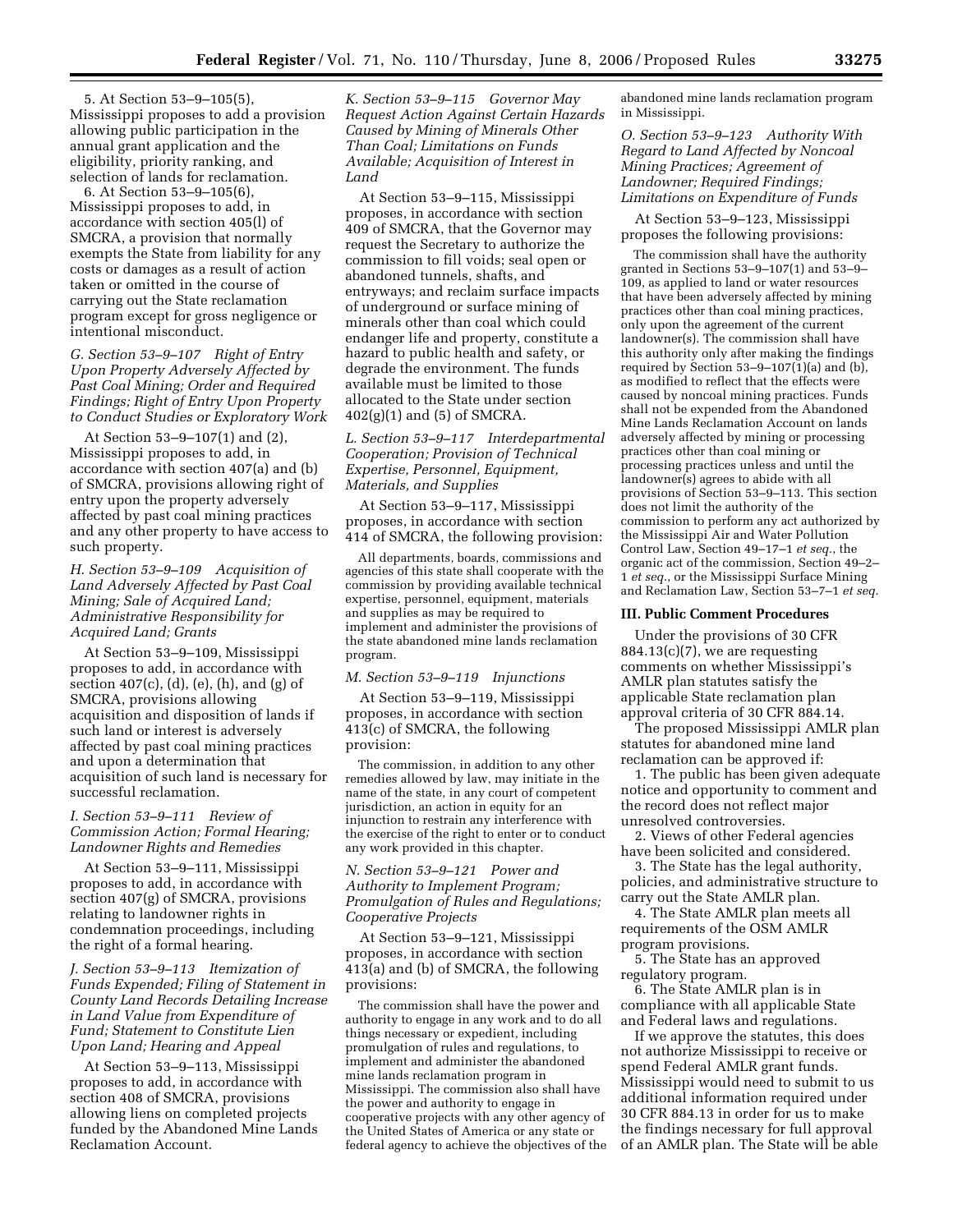5. At Section 53–9–105(5), Mississippi proposes to add a provision allowing public participation in the annual grant application and the eligibility, priority ranking, and selection of lands for reclamation.

6. At Section 53–9–105(6), Mississippi proposes to add, in accordance with section 405(l) of SMCRA, a provision that normally exempts the State from liability for any costs or damages as a result of action taken or omitted in the course of carrying out the State reclamation program except for gross negligence or intentional misconduct.

*G. Section 53–9–107 Right of Entry Upon Property Adversely Affected by Past Coal Mining; Order and Required Findings; Right of Entry Upon Property to Conduct Studies or Exploratory Work*

At Section 53–9–107(1) and (2), Mississippi proposes to add, in accordance with section 407(a) and (b) of SMCRA, provisions allowing right of entry upon the property adversely affected by past coal mining practices and any other property to have access to such property.

*H. Section 53–9–109 Acquisition of Land Adversely Affected by Past Coal Mining; Sale of Acquired Land; Administrative Responsibility for Acquired Land; Grants*

At Section 53–9–109, Mississippi proposes to add, in accordance with section 407(c), (d), (e), (h), and (g) of SMCRA, provisions allowing acquisition and disposition of lands if such land or interest is adversely affected by past coal mining practices and upon a determination that acquisition of such land is necessary for successful reclamation.

*I. Section 53–9–111 Review of Commission Action; Formal Hearing; Landowner Rights and Remedies*

At Section 53–9–111, Mississippi proposes to add, in accordance with section 407(g) of SMCRA, provisions relating to landowner rights in condemnation proceedings, including the right of a formal hearing.

*J. Section 53–9–113 Itemization of Funds Expended; Filing of Statement in County Land Records Detailing Increase in Land Value from Expenditure of Fund; Statement to Constitute Lien Upon Land; Hearing and Appeal*

At Section 53–9–113, Mississippi proposes to add, in accordance with section 408 of SMCRA, provisions allowing liens on completed projects funded by the Abandoned Mine Lands Reclamation Account.

*K. Section 53–9–115 Governor May Request Action Against Certain Hazards Caused by Mining of Minerals Other Than Coal; Limitations on Funds Available; Acquisition of Interest in Land*

At Section 53–9–115, Mississippi proposes, in accordance with section 409 of SMCRA, that the Governor may request the Secretary to authorize the commission to fill voids; seal open or abandoned tunnels, shafts, and entryways; and reclaim surface impacts of underground or surface mining of minerals other than coal which could endanger life and property, constitute a hazard to public health and safety, or degrade the environment. The funds available must be limited to those allocated to the State under section 402(g)(1) and (5) of SMCRA.

*L. Section 53–9–117 Interdepartmental Cooperation; Provision of Technical Expertise, Personnel, Equipment, Materials, and Supplies*

At Section 53–9–117, Mississippi proposes, in accordance with section 414 of SMCRA, the following provision:

> All departments, boards, commissions and agencies of this state shall cooperate with the commission by providing available technical expertise, personnel, equipment, materials and supplies as may be required to implement and administer the provisions of the state abandoned mine lands reclamation program.

*M. Section 53–9–119 Injunctions*

At Section 53–9–119, Mississippi proposes, in accordance with section 413(c) of SMCRA, the following provision:

> The commission, in addition to any other remedies allowed by law, may initiate in the name of the state, in any court of competent jurisdiction, an action in equity for an injunction to restrain any interference with the exercise of the right to enter or to conduct any work provided in this chapter.

*N. Section 53–9–121 Power and Authority to Implement Program; Promulgation of Rules and Regulations; Cooperative Projects*

At Section 53–9–121, Mississippi proposes, in accordance with section 413(a) and (b) of SMCRA, the following provisions:

> The commission shall have the power and authority to engage in any work and to do all things necessary or expedient, including promulgation of rules and regulations, to implement and administer the abandoned mine lands reclamation program in Mississippi. The commission also shall have the power and authority to engage in cooperative projects with any other agency of the United States of America or any state or federal agency to achieve the objectives of the abandoned mine lands reclamation program in Mississippi.

*O. Section 53–9–123 Authority With Regard to Land Affected by Noncoal Mining Practices; Agreement of Landowner; Required Findings; Limitations on Expenditure of Funds*

At Section 53–9–123, Mississippi proposes the following provisions:

> The commission shall have the authority granted in Sections 53–9–107(1) and 53–9–109, as applied to land or water resources that have been adversely affected by mining practices other than coal mining practices, only upon the agreement of the current landowner(s). The commission shall have this authority only after making the findings required by Section 53–9–107(1)(a) and (b), as modified to reflect that the effects were caused by noncoal mining practices. Funds shall not be expended from the Abandoned Mine Lands Reclamation Account on lands adversely affected by mining or processing practices other than coal mining or processing practices unless and until the landowner(s) agrees to abide with all provisions of Section 53–9–113. This section does not limit the authority of the commission to perform any act authorized by the Mississippi Air and Water Pollution Control Law, Section 49–17–1 *et seq.*, the organic act of the commission, Section 49–2–1 *et seq.*, or the Mississippi Surface Mining and Reclamation Law, Section 53–7–1 *et seq.*

## III. Public Comment Procedures

Under the provisions of 30 CFR 884.13(c)(7), we are requesting comments on whether Mississippi's AMLR plan statutes satisfy the applicable State reclamation plan approval criteria of 30 CFR 884.14.

The proposed Mississippi AMLR plan statutes for abandoned mine land reclamation can be approved if:

1. The public has been given adequate notice and opportunity to comment and the record does not reflect major unresolved controversies.
2. Views of other Federal agencies have been solicited and considered.
3. The State has the legal authority, policies, and administrative structure to carry out the State AMLR plan.
4. The State AMLR plan meets all requirements of the OSM AMLR program provisions.
5. The State has an approved regulatory program.
6. The State AMLR plan is in compliance with all applicable State and Federal laws and regulations.

If we approve the statutes, this does not authorize Mississippi to receive or spend Federal AMLR grant funds. Mississippi would need to submit to us additional information required under 30 CFR 884.13 in order for us to make the findings necessary for full approval of an AMLR plan. The State will be able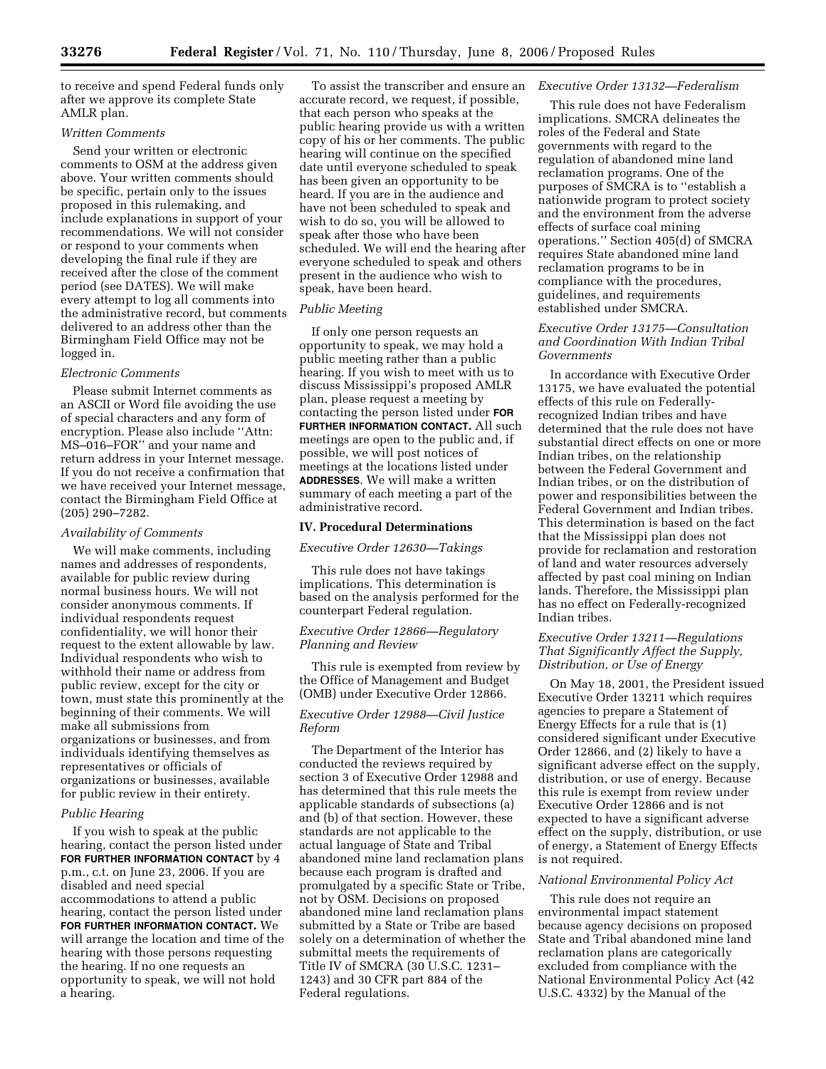to receive and spend Federal funds only after we approve its complete State AMLR plan.

*Written Comments*

Send your written or electronic comments to OSM at the address given above. Your written comments should be specific, pertain only to the issues proposed in this rulemaking, and include explanations in support of your recommendations. We will not consider or respond to your comments when developing the final rule if they are received after the close of the comment period (see DATES). We will make every attempt to log all comments into the administrative record, but comments delivered to an address other than the Birmingham Field Office may not be logged in.

*Electronic Comments*

Please submit Internet comments as an ASCII or Word file avoiding the use of special characters and any form of encryption. Please also include ''Attn: MS–016–FOR'' and your name and return address in your Internet message. If you do not receive a confirmation that we have received your Internet message, contact the Birmingham Field Office at (205) 290–7282.

*Availability of Comments*

We will make comments, including names and addresses of respondents, available for public review during normal business hours. We will not consider anonymous comments. If individual respondents request confidentiality, we will honor their request to the extent allowable by law. Individual respondents who wish to withhold their name or address from public review, except for the city or town, must state this prominently at the beginning of their comments. We will make all submissions from organizations or businesses, and from individuals identifying themselves as representatives or officials of organizations or businesses, available for public review in their entirety.

*Public Hearing*

If you wish to speak at the public hearing, contact the person listed under **FOR FURTHER INFORMATION CONTACT** by 4 p.m., c.t. on June 23, 2006. If you are disabled and need special accommodations to attend a public hearing, contact the person listed under **FOR FURTHER INFORMATION CONTACT.** We will arrange the location and time of the hearing with those persons requesting the hearing. If no one requests an opportunity to speak, we will not hold a hearing.

To assist the transcriber and ensure an accurate record, we request, if possible, that each person who speaks at the public hearing provide us with a written copy of his or her comments. The public hearing will continue on the specified date until everyone scheduled to speak has been given an opportunity to be heard. If you are in the audience and have not been scheduled to speak and wish to do so, you will be allowed to speak after those who have been scheduled. We will end the hearing after everyone scheduled to speak and others present in the audience who wish to speak, have been heard.

*Public Meeting*

If only one person requests an opportunity to speak, we may hold a public meeting rather than a public hearing. If you wish to meet with us to discuss Mississippi's proposed AMLR plan, please request a meeting by contacting the person listed under **FOR FURTHER INFORMATION CONTACT.** All such meetings are open to the public and, if possible, we will post notices of meetings at the locations listed under **ADDRESSES**. We will make a written summary of each meeting a part of the administrative record.

## IV. Procedural Determinations

*Executive Order 12630—Takings*

This rule does not have takings implications. This determination is based on the analysis performed for the counterpart Federal regulation.

*Executive Order 12866—Regulatory Planning and Review*

This rule is exempted from review by the Office of Management and Budget (OMB) under Executive Order 12866.

*Executive Order 12988—Civil Justice Reform*

The Department of the Interior has conducted the reviews required by section 3 of Executive Order 12988 and has determined that this rule meets the applicable standards of subsections (a) and (b) of that section. However, these standards are not applicable to the actual language of State and Tribal abandoned mine land reclamation plans because each program is drafted and promulgated by a specific State or Tribe, not by OSM. Decisions on proposed abandoned mine land reclamation plans submitted by a State or Tribe are based solely on a determination of whether the submittal meets the requirements of Title IV of SMCRA (30 U.S.C. 1231–1243) and 30 CFR part 884 of the Federal regulations.

*Executive Order 13132—Federalism*

This rule does not have Federalism implications. SMCRA delineates the roles of the Federal and State governments with regard to the regulation of abandoned mine land reclamation programs. One of the purposes of SMCRA is to ''establish a nationwide program to protect society and the environment from the adverse effects of surface coal mining operations.'' Section 405(d) of SMCRA requires State abandoned mine land reclamation programs to be in compliance with the procedures, guidelines, and requirements established under SMCRA.

*Executive Order 13175—Consultation and Coordination With Indian Tribal Governments*

In accordance with Executive Order 13175, we have evaluated the potential effects of this rule on Federally-recognized Indian tribes and have determined that the rule does not have substantial direct effects on one or more Indian tribes, on the relationship between the Federal Government and Indian tribes, or on the distribution of power and responsibilities between the Federal Government and Indian tribes. This determination is based on the fact that the Mississippi plan does not provide for reclamation and restoration of land and water resources adversely affected by past coal mining on Indian lands. Therefore, the Mississippi plan has no effect on Federally-recognized Indian tribes.

*Executive Order 13211—Regulations That Significantly Affect the Supply, Distribution, or Use of Energy*

On May 18, 2001, the President issued Executive Order 13211 which requires agencies to prepare a Statement of Energy Effects for a rule that is (1) considered significant under Executive Order 12866, and (2) likely to have a significant adverse effect on the supply, distribution, or use of energy. Because this rule is exempt from review under Executive Order 12866 and is not expected to have a significant adverse effect on the supply, distribution, or use of energy, a Statement of Energy Effects is not required.

*National Environmental Policy Act*

This rule does not require an environmental impact statement because agency decisions on proposed State and Tribal abandoned mine land reclamation plans are categorically excluded from compliance with the National Environmental Policy Act (42 U.S.C. 4332) by the Manual of the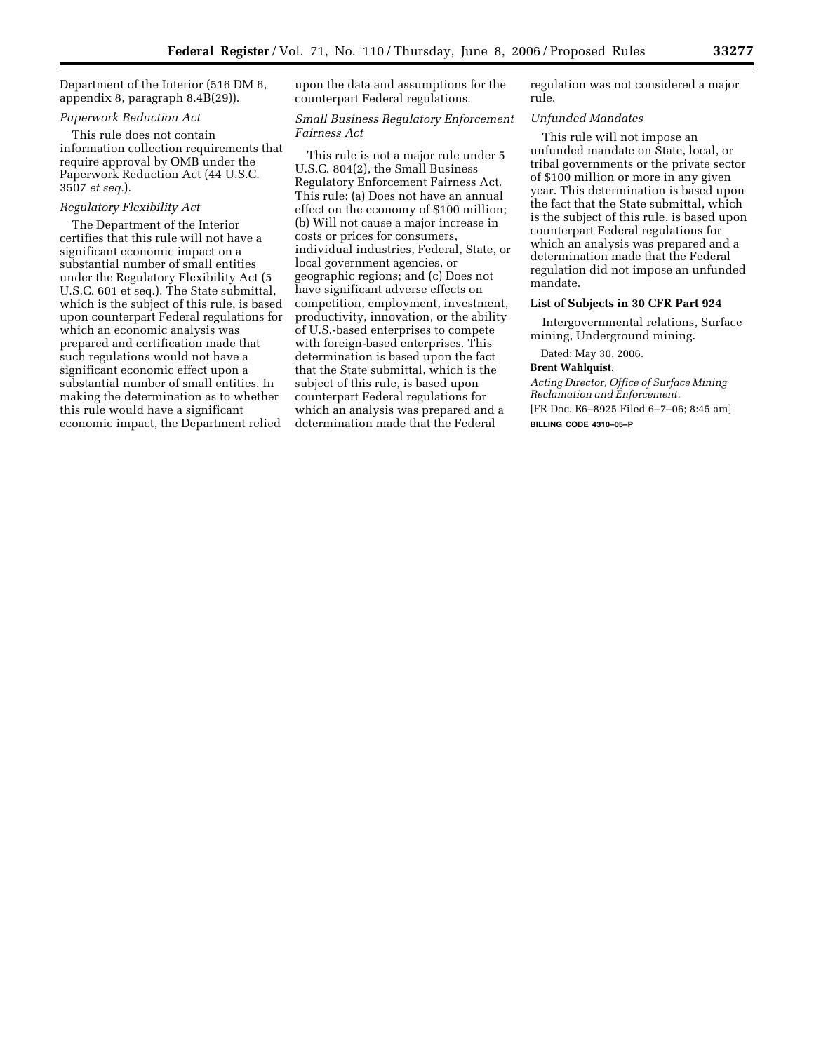Department of the Interior (516 DM 6, appendix 8, paragraph 8.4B(29)).

*Paperwork Reduction Act*

This rule does not contain information collection requirements that require approval by OMB under the Paperwork Reduction Act (44 U.S.C. 3507 *et seq.*).

*Regulatory Flexibility Act*

The Department of the Interior certifies that this rule will not have a significant economic impact on a substantial number of small entities under the Regulatory Flexibility Act (5 U.S.C. 601 et seq.). The State submittal, which is the subject of this rule, is based upon counterpart Federal regulations for which an economic analysis was prepared and certification made that such regulations would not have a significant economic effect upon a substantial number of small entities. In making the determination as to whether this rule would have a significant economic impact, the Department relied upon the data and assumptions for the counterpart Federal regulations.

*Small Business Regulatory Enforcement Fairness Act*

This rule is not a major rule under 5 U.S.C. 804(2), the Small Business Regulatory Enforcement Fairness Act. This rule: (a) Does not have an annual effect on the economy of $100 million; (b) Will not cause a major increase in costs or prices for consumers, individual industries, Federal, State, or local government agencies, or geographic regions; and (c) Does not have significant adverse effects on competition, employment, investment, productivity, innovation, or the ability of U.S.-based enterprises to compete with foreign-based enterprises. This determination is based upon the fact that the State submittal, which is the subject of this rule, is based upon counterpart Federal regulations for which an analysis was prepared and a determination made that the Federal regulation was not considered a major rule.

*Unfunded Mandates*

This rule will not impose an unfunded mandate on State, local, or tribal governments or the private sector of $100 million or more in any given year. This determination is based upon the fact that the State submittal, which is the subject of this rule, is based upon counterpart Federal regulations for which an analysis was prepared and a determination made that the Federal regulation did not impose an unfunded mandate.

**List of Subjects in 30 CFR Part 924**

Intergovernmental relations, Surface mining, Underground mining.

Dated: May 30, 2006.

**Brent Wahlquist,**

*Acting Director, Office of Surface Mining Reclamation and Enforcement.*

[FR Doc. E6–8925 Filed 6–7–06; 8:45 am]

**BILLING CODE 4310–05–P**